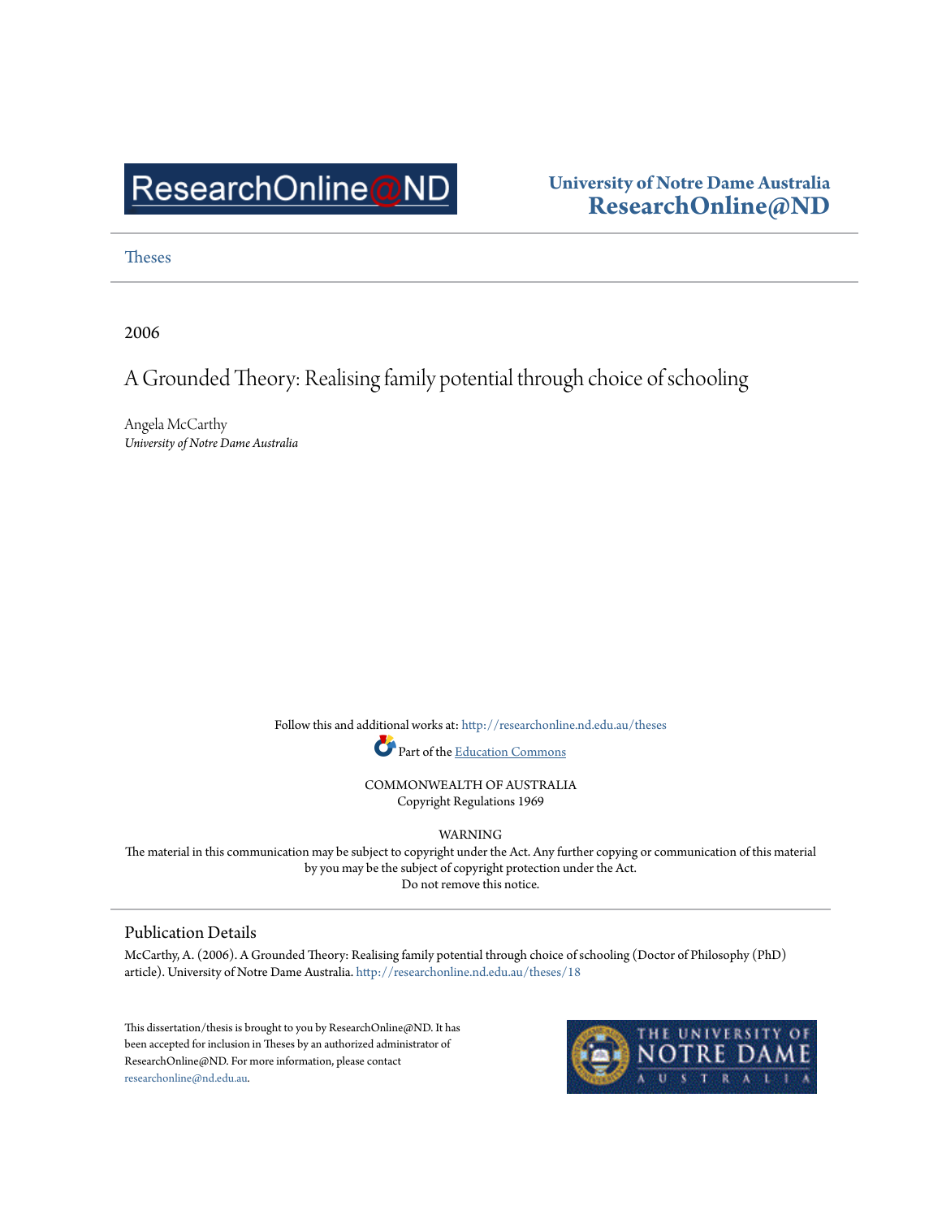ResearchOnline@ND

University of Notre Dame Australia
**ResearchOnline@ND**

Theses

2006

# A Grounded Theory: Realising family potential through choice of schooling

Angela McCarthy
*University of Notre Dame Australia*

Follow this and additional works at: http://researchonline.nd.edu.au/theses

Part of the Education Commons

COMMONWEALTH OF AUSTRALIA
Copyright Regulations 1969

WARNING
The material in this communication may be subject to copyright under the Act. Any further copying or communication of this material by you may be the subject of copyright protection under the Act.
Do not remove this notice.

## Publication Details

McCarthy, A. (2006). A Grounded Theory: Realising family potential through choice of schooling (Doctor of Philosophy (PhD) article). University of Notre Dame Australia. http://researchonline.nd.edu.au/theses/18

This dissertation/thesis is brought to you by ResearchOnline@ND. It has been accepted for inclusion in Theses by an authorized administrator of ResearchOnline@ND. For more information, please contact researchonline@nd.edu.au.

THE UNIVERSITY OF NOTRE DAME AUSTRALIA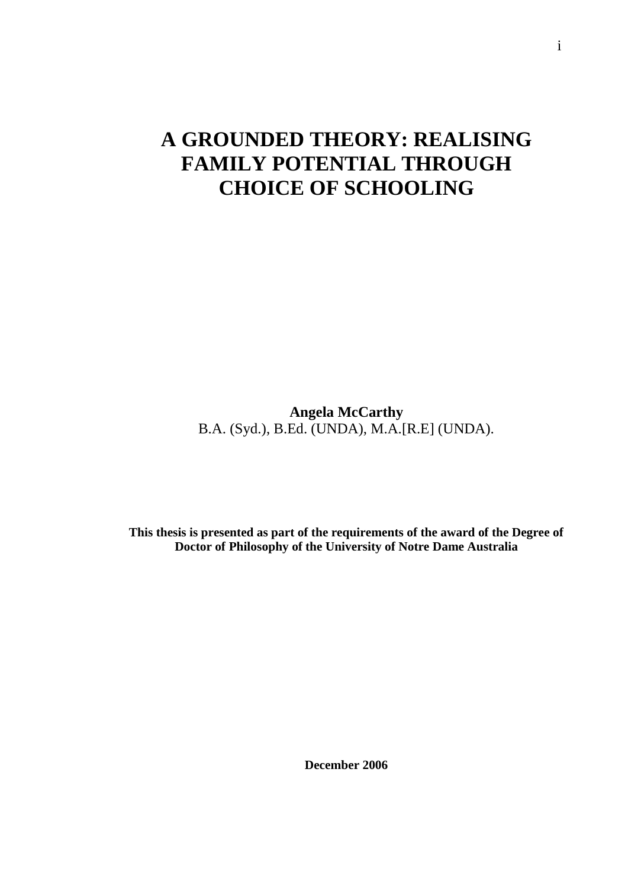# A GROUNDED THEORY: REALISING FAMILY POTENTIAL THROUGH CHOICE OF SCHOOLING

**Angela McCarthy**
B.A. (Syd.), B.Ed. (UNDA), M.A.[R.E] (UNDA).

**This thesis is presented as part of the requirements of the award of the Degree of Doctor of Philosophy of the University of Notre Dame Australia**

**December 2006**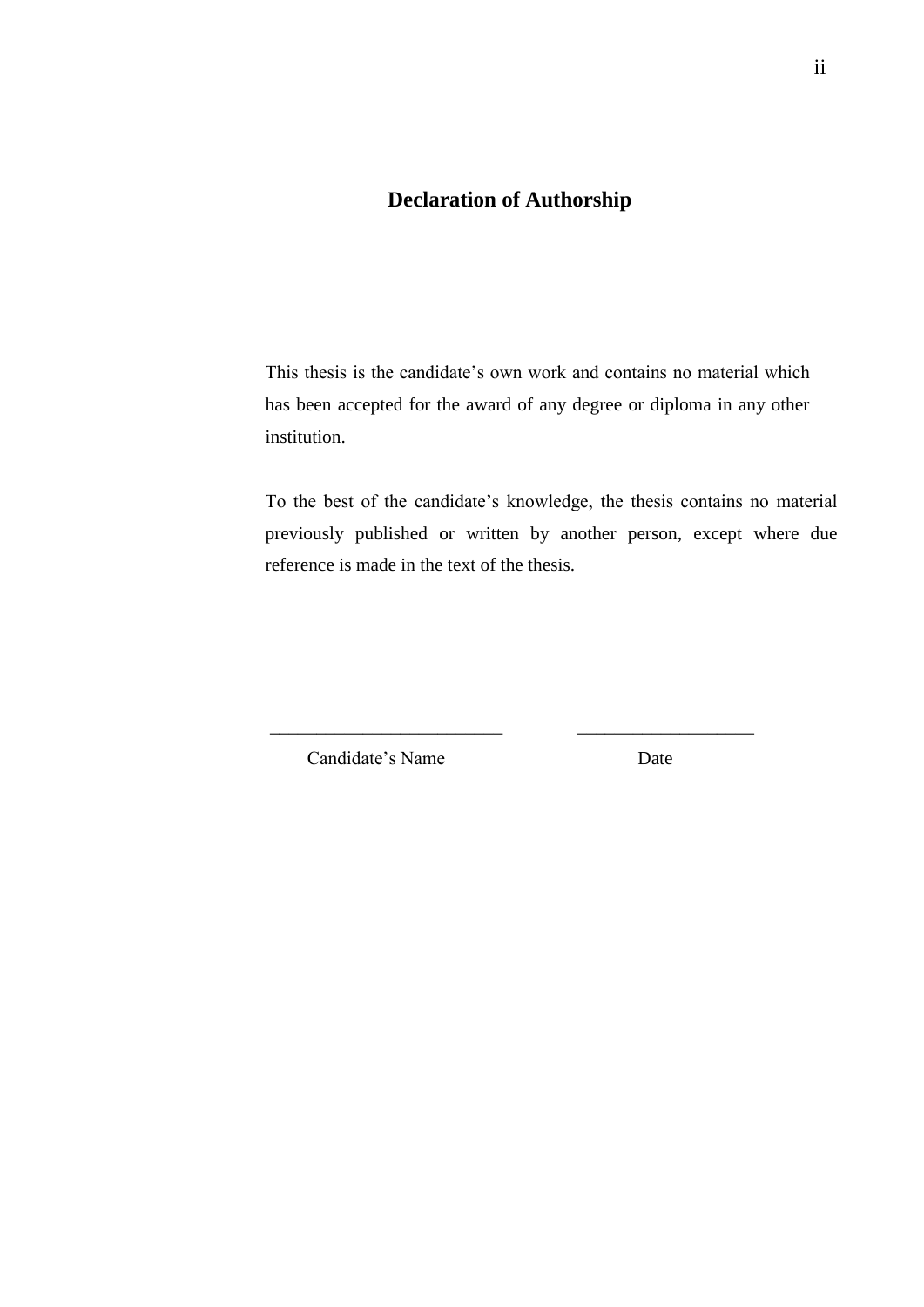## Declaration of Authorship

This thesis is the candidate's own work and contains no material which has been accepted for the award of any degree or diploma in any other institution.

To the best of the candidate's knowledge, the thesis contains no material previously published or written by another person, except where due reference is made in the text of the thesis.

_________________________ &nbsp;&nbsp;&nbsp;&nbsp;&nbsp;&nbsp;&nbsp;&nbsp; ___________________

Candidate's Name &nbsp;&nbsp;&nbsp;&nbsp;&nbsp;&nbsp;&nbsp;&nbsp;&nbsp;&nbsp;&nbsp;&nbsp;&nbsp;&nbsp;&nbsp;&nbsp;&nbsp;&nbsp;&nbsp;&nbsp;&nbsp; Date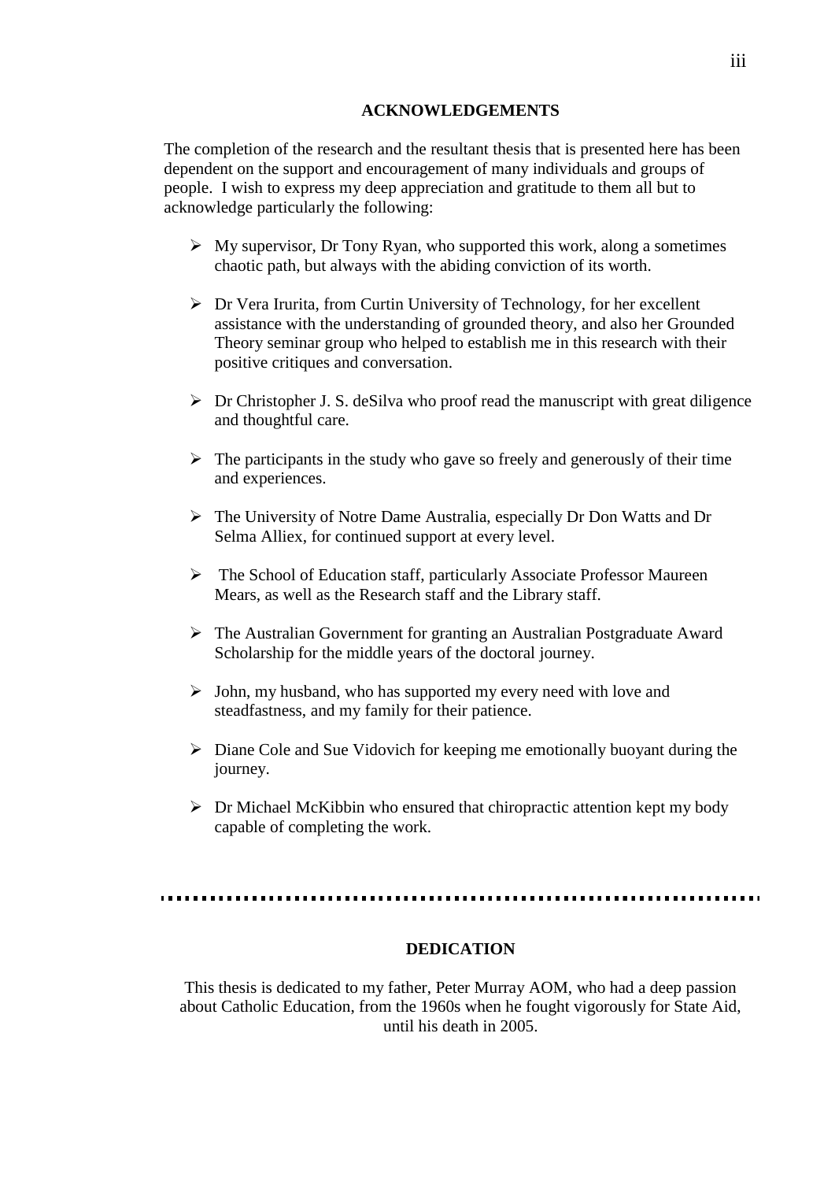## ACKNOWLEDGEMENTS

The completion of the research and the resultant thesis that is presented here has been dependent on the support and encouragement of many individuals and groups of people. I wish to express my deep appreciation and gratitude to them all but to acknowledge particularly the following:

- My supervisor, Dr Tony Ryan, who supported this work, along a sometimes chaotic path, but always with the abiding conviction of its worth.
- Dr Vera Irurita, from Curtin University of Technology, for her excellent assistance with the understanding of grounded theory, and also her Grounded Theory seminar group who helped to establish me in this research with their positive critiques and conversation.
- Dr Christopher J. S. deSilva who proof read the manuscript with great diligence and thoughtful care.
- The participants in the study who gave so freely and generously of their time and experiences.
- The University of Notre Dame Australia, especially Dr Don Watts and Dr Selma Alliex, for continued support at every level.
- The School of Education staff, particularly Associate Professor Maureen Mears, as well as the Research staff and the Library staff.
- The Australian Government for granting an Australian Postgraduate Award Scholarship for the middle years of the doctoral journey.
- John, my husband, who has supported my every need with love and steadfastness, and my family for their patience.
- Diane Cole and Sue Vidovich for keeping me emotionally buoyant during the journey.
- Dr Michael McKibbin who ensured that chiropractic attention kept my body capable of completing the work.

---

## DEDICATION

This thesis is dedicated to my father, Peter Murray AOM, who had a deep passion about Catholic Education, from the 1960s when he fought vigorously for State Aid, until his death in 2005.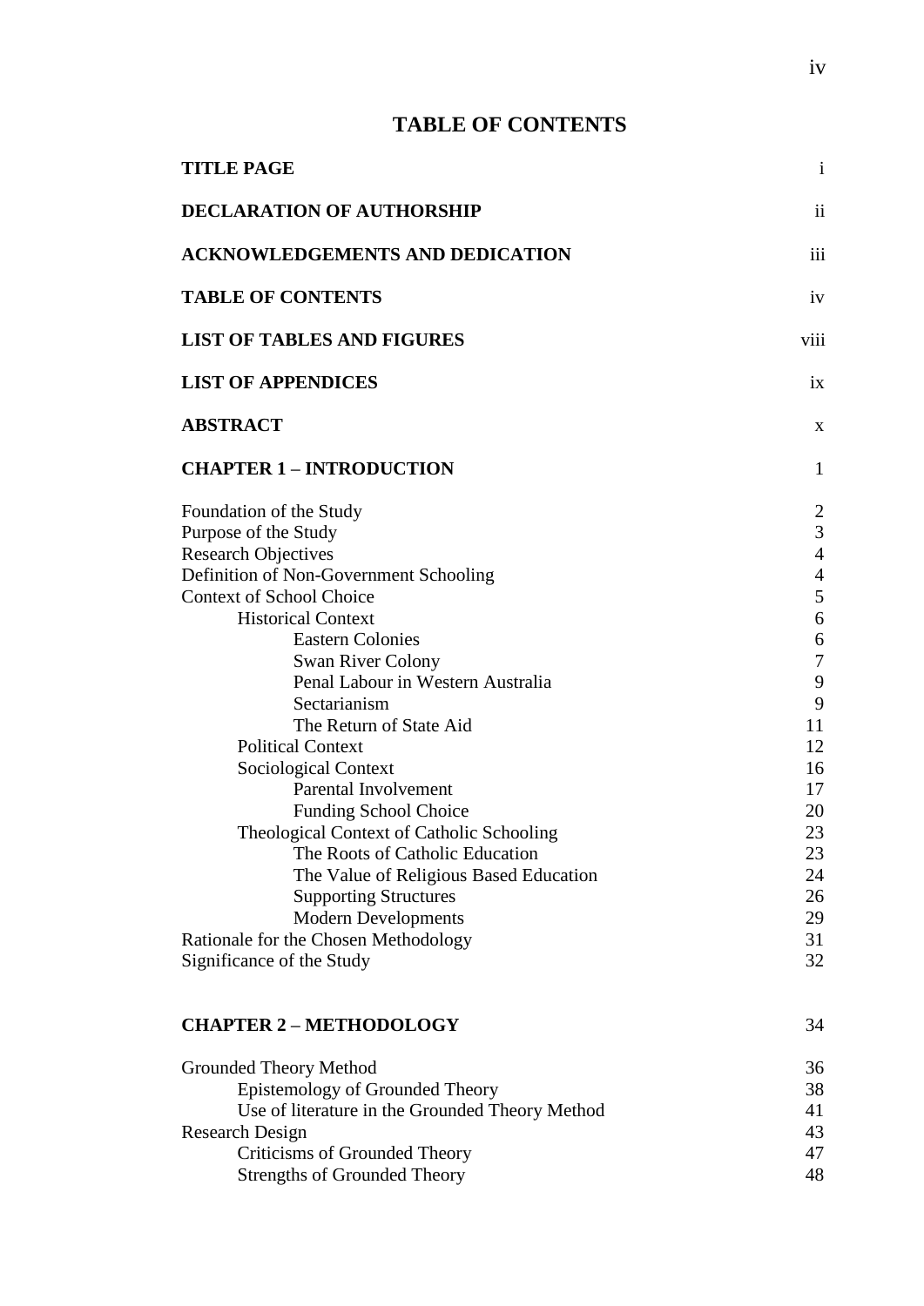# TABLE OF CONTENTS

| | |
|---|---|
| **TITLE PAGE** | i |
| **DECLARATION OF AUTHORSHIP** | ii |
| **ACKNOWLEDGEMENTS AND DEDICATION** | iii |
| **TABLE OF CONTENTS** | iv |
| **LIST OF TABLES AND FIGURES** | viii |
| **LIST OF APPENDICES** | ix |
| **ABSTRACT** | x |
| **CHAPTER 1 – INTRODUCTION** | 1 |
| Foundation of the Study | 2 |
| Purpose of the Study | 3 |
| Research Objectives | 4 |
| Definition of Non-Government Schooling | 4 |
| Context of School Choice | 5 |
| Historical Context | 6 |
| Eastern Colonies | 6 |
| Swan River Colony | 7 |
| Penal Labour in Western Australia | 9 |
| Sectarianism | 9 |
| The Return of State Aid | 11 |
| Political Context | 12 |
| Sociological Context | 16 |
| Parental Involvement | 17 |
| Funding School Choice | 20 |
| Theological Context of Catholic Schooling | 23 |
| The Roots of Catholic Education | 23 |
| The Value of Religious Based Education | 24 |
| Supporting Structures | 26 |
| Modern Developments | 29 |
| Rationale for the Chosen Methodology | 31 |
| Significance of the Study | 32 |
| **CHAPTER 2 – METHODOLOGY** | 34 |
| Grounded Theory Method | 36 |
| Epistemology of Grounded Theory | 38 |
| Use of literature in the Grounded Theory Method | 41 |
| Research Design | 43 |
| Criticisms of Grounded Theory | 47 |
| Strengths of Grounded Theory | 48 |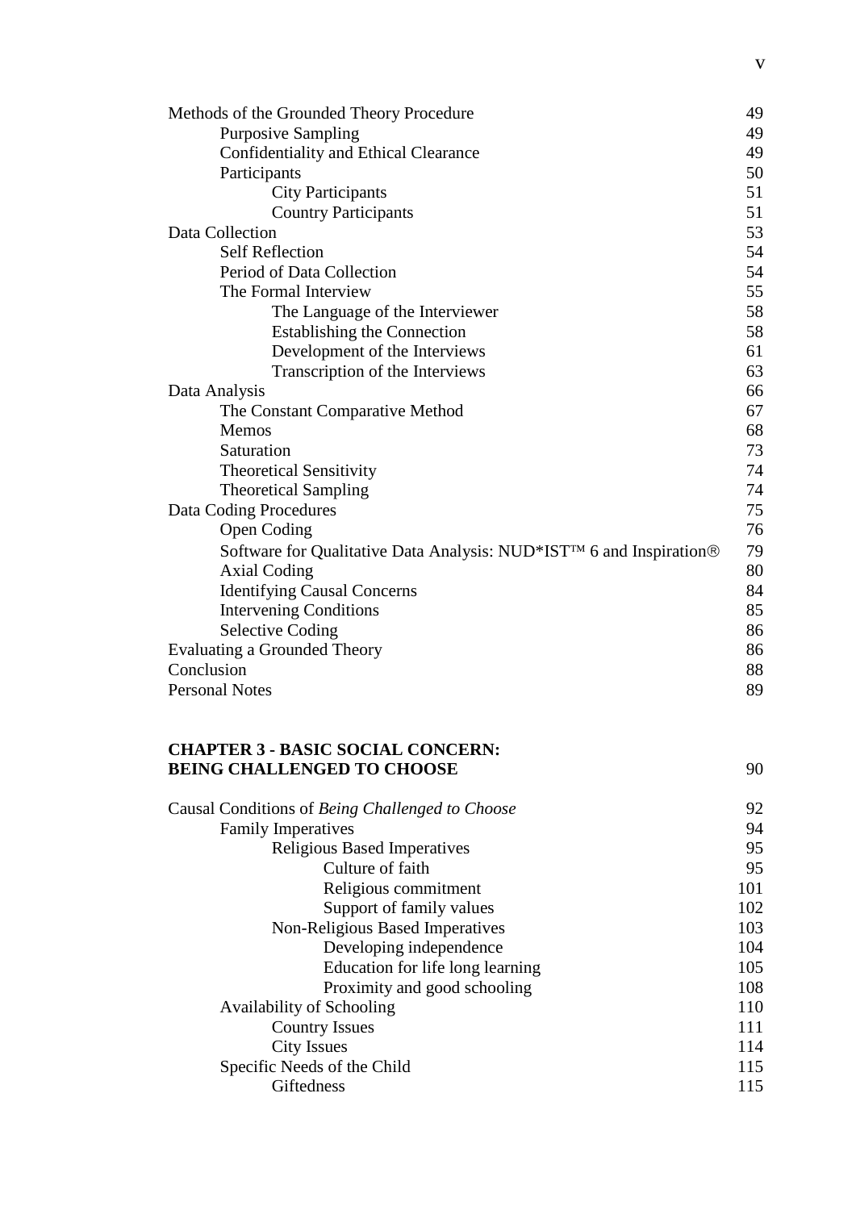| | |
|---|---|
| Methods of the Grounded Theory Procedure | 49 |
| &nbsp;&nbsp;&nbsp;&nbsp;Purposive Sampling | 49 |
| &nbsp;&nbsp;&nbsp;&nbsp;Confidentiality and Ethical Clearance | 49 |
| &nbsp;&nbsp;&nbsp;&nbsp;Participants | 50 |
| &nbsp;&nbsp;&nbsp;&nbsp;&nbsp;&nbsp;&nbsp;&nbsp;City Participants | 51 |
| &nbsp;&nbsp;&nbsp;&nbsp;&nbsp;&nbsp;&nbsp;&nbsp;Country Participants | 51 |
| Data Collection | 53 |
| &nbsp;&nbsp;&nbsp;&nbsp;Self Reflection | 54 |
| &nbsp;&nbsp;&nbsp;&nbsp;Period of Data Collection | 54 |
| &nbsp;&nbsp;&nbsp;&nbsp;The Formal Interview | 55 |
| &nbsp;&nbsp;&nbsp;&nbsp;&nbsp;&nbsp;&nbsp;&nbsp;The Language of the Interviewer | 58 |
| &nbsp;&nbsp;&nbsp;&nbsp;&nbsp;&nbsp;&nbsp;&nbsp;Establishing the Connection | 58 |
| &nbsp;&nbsp;&nbsp;&nbsp;&nbsp;&nbsp;&nbsp;&nbsp;Development of the Interviews | 61 |
| &nbsp;&nbsp;&nbsp;&nbsp;&nbsp;&nbsp;&nbsp;&nbsp;Transcription of the Interviews | 63 |
| Data Analysis | 66 |
| &nbsp;&nbsp;&nbsp;&nbsp;The Constant Comparative Method | 67 |
| &nbsp;&nbsp;&nbsp;&nbsp;Memos | 68 |
| &nbsp;&nbsp;&nbsp;&nbsp;Saturation | 73 |
| &nbsp;&nbsp;&nbsp;&nbsp;Theoretical Sensitivity | 74 |
| &nbsp;&nbsp;&nbsp;&nbsp;Theoretical Sampling | 74 |
| Data Coding Procedures | 75 |
| &nbsp;&nbsp;&nbsp;&nbsp;Open Coding | 76 |
| &nbsp;&nbsp;&nbsp;&nbsp;Software for Qualitative Data Analysis: NUD*IST™ 6 and Inspiration® | 79 |
| &nbsp;&nbsp;&nbsp;&nbsp;Axial Coding | 80 |
| &nbsp;&nbsp;&nbsp;&nbsp;Identifying Causal Concerns | 84 |
| &nbsp;&nbsp;&nbsp;&nbsp;Intervening Conditions | 85 |
| &nbsp;&nbsp;&nbsp;&nbsp;Selective Coding | 86 |
| Evaluating a Grounded Theory | 86 |
| Conclusion | 88 |
| Personal Notes | 89 |

| | |
|---|---|
| **CHAPTER 3 - BASIC SOCIAL CONCERN: BEING CHALLENGED TO CHOOSE** | 90 |
| Causal Conditions of *Being Challenged to Choose* | 92 |
| &nbsp;&nbsp;&nbsp;&nbsp;Family Imperatives | 94 |
| &nbsp;&nbsp;&nbsp;&nbsp;&nbsp;&nbsp;&nbsp;&nbsp;Religious Based Imperatives | 95 |
| &nbsp;&nbsp;&nbsp;&nbsp;&nbsp;&nbsp;&nbsp;&nbsp;&nbsp;&nbsp;&nbsp;&nbsp;Culture of faith | 95 |
| &nbsp;&nbsp;&nbsp;&nbsp;&nbsp;&nbsp;&nbsp;&nbsp;&nbsp;&nbsp;&nbsp;&nbsp;Religious commitment | 101 |
| &nbsp;&nbsp;&nbsp;&nbsp;&nbsp;&nbsp;&nbsp;&nbsp;&nbsp;&nbsp;&nbsp;&nbsp;Support of family values | 102 |
| &nbsp;&nbsp;&nbsp;&nbsp;&nbsp;&nbsp;&nbsp;&nbsp;Non-Religious Based Imperatives | 103 |
| &nbsp;&nbsp;&nbsp;&nbsp;&nbsp;&nbsp;&nbsp;&nbsp;&nbsp;&nbsp;&nbsp;&nbsp;Developing independence | 104 |
| &nbsp;&nbsp;&nbsp;&nbsp;&nbsp;&nbsp;&nbsp;&nbsp;&nbsp;&nbsp;&nbsp;&nbsp;Education for life long learning | 105 |
| &nbsp;&nbsp;&nbsp;&nbsp;&nbsp;&nbsp;&nbsp;&nbsp;&nbsp;&nbsp;&nbsp;&nbsp;Proximity and good schooling | 108 |
| &nbsp;&nbsp;&nbsp;&nbsp;Availability of Schooling | 110 |
| &nbsp;&nbsp;&nbsp;&nbsp;&nbsp;&nbsp;&nbsp;&nbsp;Country Issues | 111 |
| &nbsp;&nbsp;&nbsp;&nbsp;&nbsp;&nbsp;&nbsp;&nbsp;City Issues | 114 |
| &nbsp;&nbsp;&nbsp;&nbsp;Specific Needs of the Child | 115 |
| &nbsp;&nbsp;&nbsp;&nbsp;&nbsp;&nbsp;&nbsp;&nbsp;Giftedness | 115 |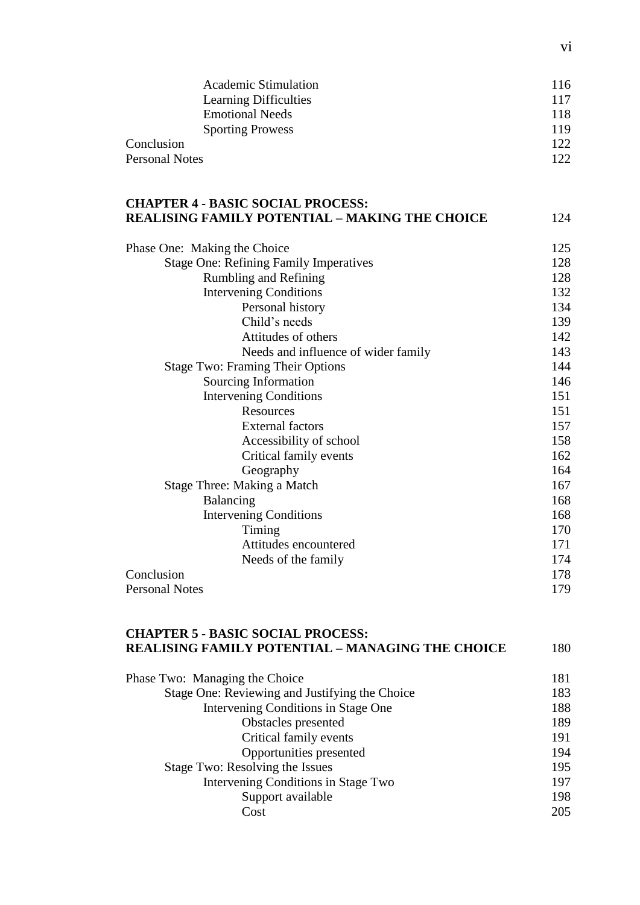| | |
|---|---|
| Academic Stimulation | 116 |
| Learning Difficulties | 117 |
| Emotional Needs | 118 |
| Sporting Prowess | 119 |
| Conclusion | 122 |
| Personal Notes | 122 |

**CHAPTER 4 - BASIC SOCIAL PROCESS: REALISING FAMILY POTENTIAL – MAKING THE CHOICE** 124

| | |
|---|---|
| Phase One: Making the Choice | 125 |
| Stage One: Refining Family Imperatives | 128 |
| Rumbling and Refining | 128 |
| Intervening Conditions | 132 |
| Personal history | 134 |
| Child's needs | 139 |
| Attitudes of others | 142 |
| Needs and influence of wider family | 143 |
| Stage Two: Framing Their Options | 144 |
| Sourcing Information | 146 |
| Intervening Conditions | 151 |
| Resources | 151 |
| External factors | 157 |
| Accessibility of school | 158 |
| Critical family events | 162 |
| Geography | 164 |
| Stage Three: Making a Match | 167 |
| Balancing | 168 |
| Intervening Conditions | 168 |
| Timing | 170 |
| Attitudes encountered | 171 |
| Needs of the family | 174 |
| Conclusion | 178 |
| Personal Notes | 179 |

**CHAPTER 5 - BASIC SOCIAL PROCESS: REALISING FAMILY POTENTIAL – MANAGING THE CHOICE** 180

| | |
|---|---|
| Phase Two: Managing the Choice | 181 |
| Stage One: Reviewing and Justifying the Choice | 183 |
| Intervening Conditions in Stage One | 188 |
| Obstacles presented | 189 |
| Critical family events | 191 |
| Opportunities presented | 194 |
| Stage Two: Resolving the Issues | 195 |
| Intervening Conditions in Stage Two | 197 |
| Support available | 198 |
| Cost | 205 |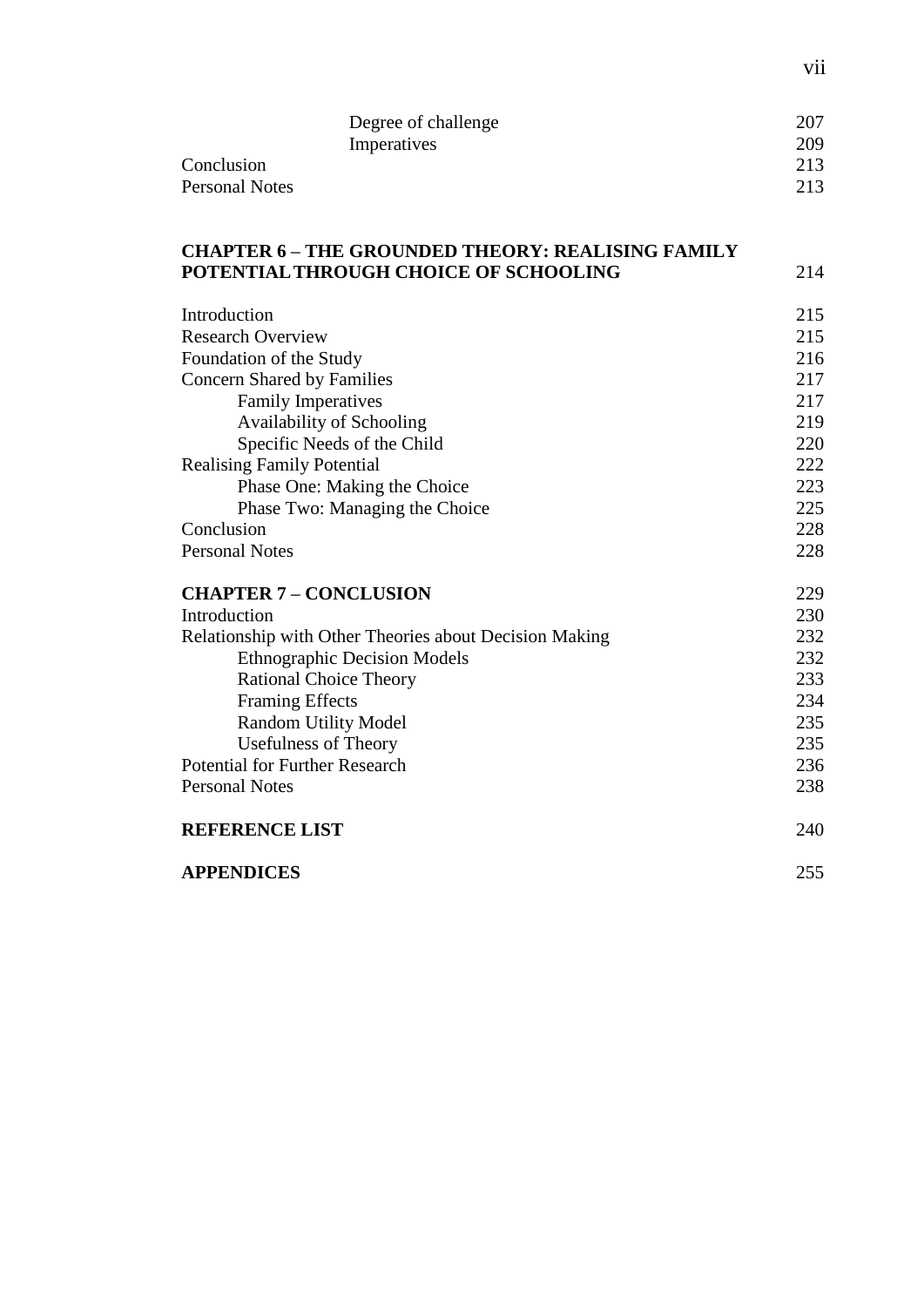| | |
|---|---|
| Degree of challenge | 207 |
| Imperatives | 209 |
| Conclusion | 213 |
| Personal Notes | 213 |

**CHAPTER 6 – THE GROUNDED THEORY: REALISING FAMILY POTENTIAL THROUGH CHOICE OF SCHOOLING** 214

| | |
|---|---|
| Introduction | 215 |
| Research Overview | 215 |
| Foundation of the Study | 216 |
| Concern Shared by Families | 217 |
| Family Imperatives | 217 |
| Availability of Schooling | 219 |
| Specific Needs of the Child | 220 |
| Realising Family Potential | 222 |
| Phase One: Making the Choice | 223 |
| Phase Two: Managing the Choice | 225 |
| Conclusion | 228 |
| Personal Notes | 228 |

**CHAPTER 7 – CONCLUSION** 229

| | |
|---|---|
| Introduction | 230 |
| Relationship with Other Theories about Decision Making | 232 |
| Ethnographic Decision Models | 232 |
| Rational Choice Theory | 233 |
| Framing Effects | 234 |
| Random Utility Model | 235 |
| Usefulness of Theory | 235 |
| Potential for Further Research | 236 |
| Personal Notes | 238 |

**REFERENCE LIST** 240

**APPENDICES** 255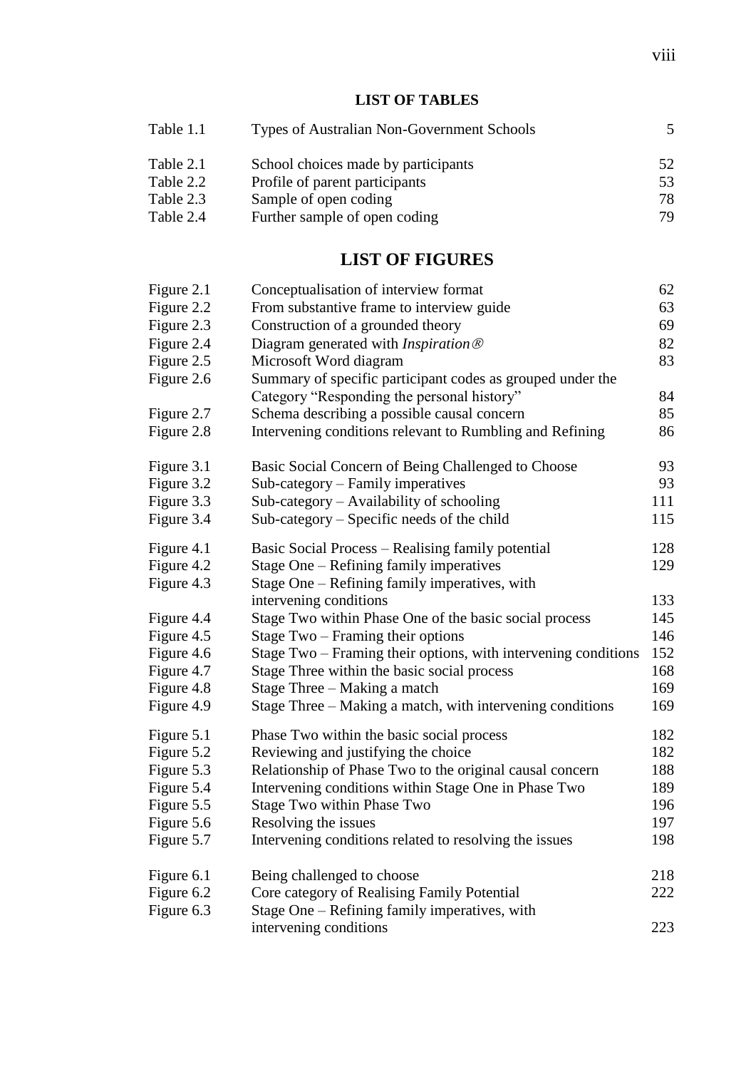## LIST OF TABLES

| | | |
|---|---|---|
| Table 1.1 | Types of Australian Non-Government Schools | 5 |
| Table 2.1 | School choices made by participants | 52 |
| Table 2.2 | Profile of parent participants | 53 |
| Table 2.3 | Sample of open coding | 78 |
| Table 2.4 | Further sample of open coding | 79 |

## LIST OF FIGURES

| | | |
|---|---|---|
| Figure 2.1 | Conceptualisation of interview format | 62 |
| Figure 2.2 | From substantive frame to interview guide | 63 |
| Figure 2.3 | Construction of a grounded theory | 69 |
| Figure 2.4 | Diagram generated with *Inspiration®* | 82 |
| Figure 2.5 | Microsoft Word diagram | 83 |
| Figure 2.6 | Summary of specific participant codes as grouped under the Category "Responding the personal history" | 84 |
| Figure 2.7 | Schema describing a possible causal concern | 85 |
| Figure 2.8 | Intervening conditions relevant to Rumbling and Refining | 86 |
| Figure 3.1 | Basic Social Concern of Being Challenged to Choose | 93 |
| Figure 3.2 | Sub-category – Family imperatives | 93 |
| Figure 3.3 | Sub-category – Availability of schooling | 111 |
| Figure 3.4 | Sub-category – Specific needs of the child | 115 |
| Figure 4.1 | Basic Social Process – Realising family potential | 128 |
| Figure 4.2 | Stage One – Refining family imperatives | 129 |
| Figure 4.3 | Stage One – Refining family imperatives, with intervening conditions | 133 |
| Figure 4.4 | Stage Two within Phase One of the basic social process | 145 |
| Figure 4.5 | Stage Two – Framing their options | 146 |
| Figure 4.6 | Stage Two – Framing their options, with intervening conditions | 152 |
| Figure 4.7 | Stage Three within the basic social process | 168 |
| Figure 4.8 | Stage Three – Making a match | 169 |
| Figure 4.9 | Stage Three – Making a match, with intervening conditions | 169 |
| Figure 5.1 | Phase Two within the basic social process | 182 |
| Figure 5.2 | Reviewing and justifying the choice | 182 |
| Figure 5.3 | Relationship of Phase Two to the original causal concern | 188 |
| Figure 5.4 | Intervening conditions within Stage One in Phase Two | 189 |
| Figure 5.5 | Stage Two within Phase Two | 196 |
| Figure 5.6 | Resolving the issues | 197 |
| Figure 5.7 | Intervening conditions related to resolving the issues | 198 |
| Figure 6.1 | Being challenged to choose | 218 |
| Figure 6.2 | Core category of Realising Family Potential | 222 |
| Figure 6.3 | Stage One – Refining family imperatives, with intervening conditions | 223 |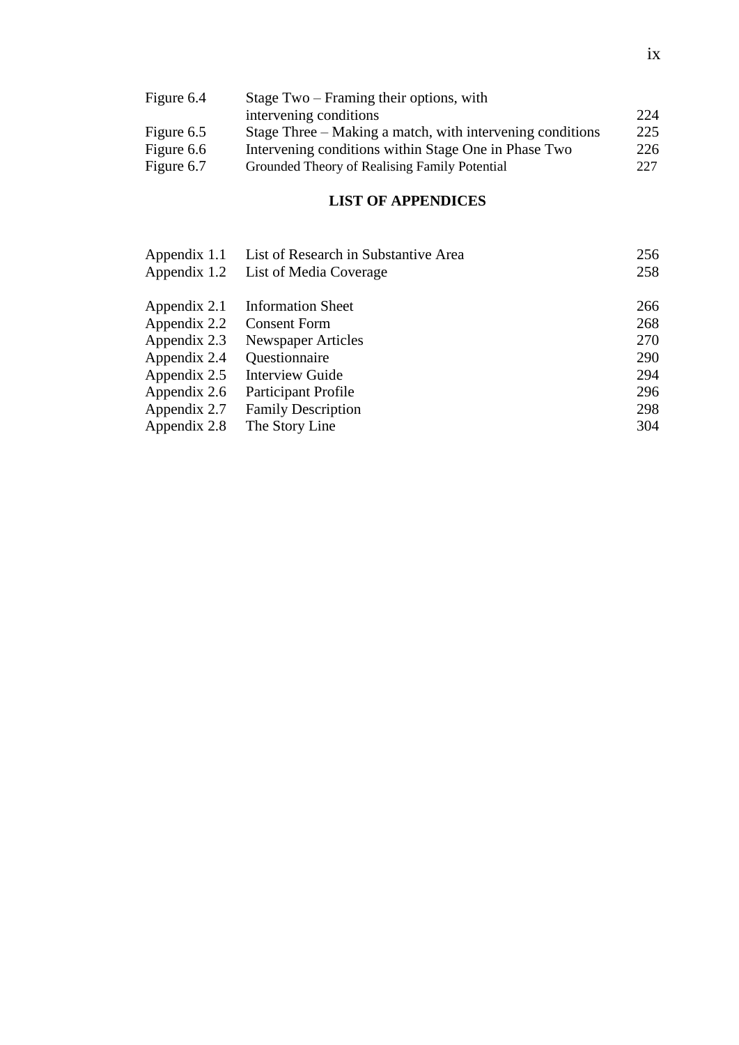| | | |
|---|---|---|
| Figure 6.4 | Stage Two – Framing their options, with intervening conditions | 224 |
| Figure 6.5 | Stage Three – Making a match, with intervening conditions | 225 |
| Figure 6.6 | Intervening conditions within Stage One in Phase Two | 226 |
| Figure 6.7 | Grounded Theory of Realising Family Potential | 227 |

## LIST OF APPENDICES

| | | |
|---|---|---|
| Appendix 1.1 | List of Research in Substantive Area | 256 |
| Appendix 1.2 | List of Media Coverage | 258 |
| Appendix 2.1 | Information Sheet | 266 |
| Appendix 2.2 | Consent Form | 268 |
| Appendix 2.3 | Newspaper Articles | 270 |
| Appendix 2.4 | Questionnaire | 290 |
| Appendix 2.5 | Interview Guide | 294 |
| Appendix 2.6 | Participant Profile | 296 |
| Appendix 2.7 | Family Description | 298 |
| Appendix 2.8 | The Story Line | 304 |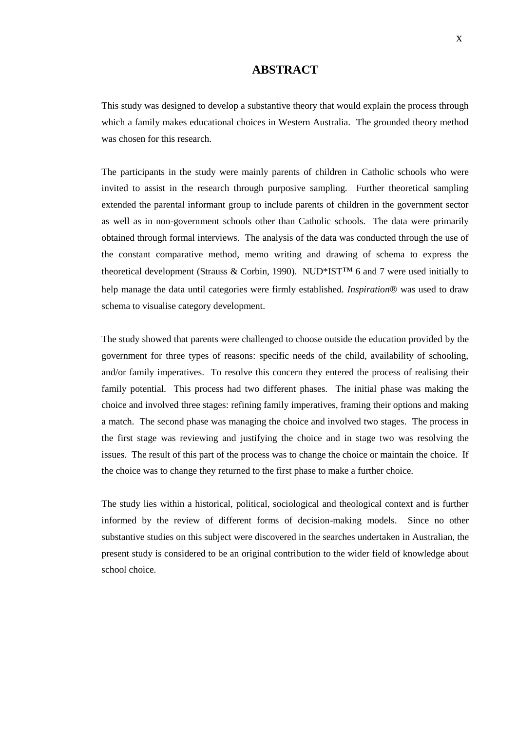# ABSTRACT

This study was designed to develop a substantive theory that would explain the process through which a family makes educational choices in Western Australia. The grounded theory method was chosen for this research.

The participants in the study were mainly parents of children in Catholic schools who were invited to assist in the research through purposive sampling. Further theoretical sampling extended the parental informant group to include parents of children in the government sector as well as in non-government schools other than Catholic schools. The data were primarily obtained through formal interviews. The analysis of the data was conducted through the use of the constant comparative method, memo writing and drawing of schema to express the theoretical development (Strauss & Corbin, 1990). NUD*IST™ 6 and 7 were used initially to help manage the data until categories were firmly established. *Inspiration*® was used to draw schema to visualise category development.

The study showed that parents were challenged to choose outside the education provided by the government for three types of reasons: specific needs of the child, availability of schooling, and/or family imperatives. To resolve this concern they entered the process of realising their family potential. This process had two different phases. The initial phase was making the choice and involved three stages: refining family imperatives, framing their options and making a match. The second phase was managing the choice and involved two stages. The process in the first stage was reviewing and justifying the choice and in stage two was resolving the issues. The result of this part of the process was to change the choice or maintain the choice. If the choice was to change they returned to the first phase to make a further choice.

The study lies within a historical, political, sociological and theological context and is further informed by the review of different forms of decision-making models. Since no other substantive studies on this subject were discovered in the searches undertaken in Australian, the present study is considered to be an original contribution to the wider field of knowledge about school choice.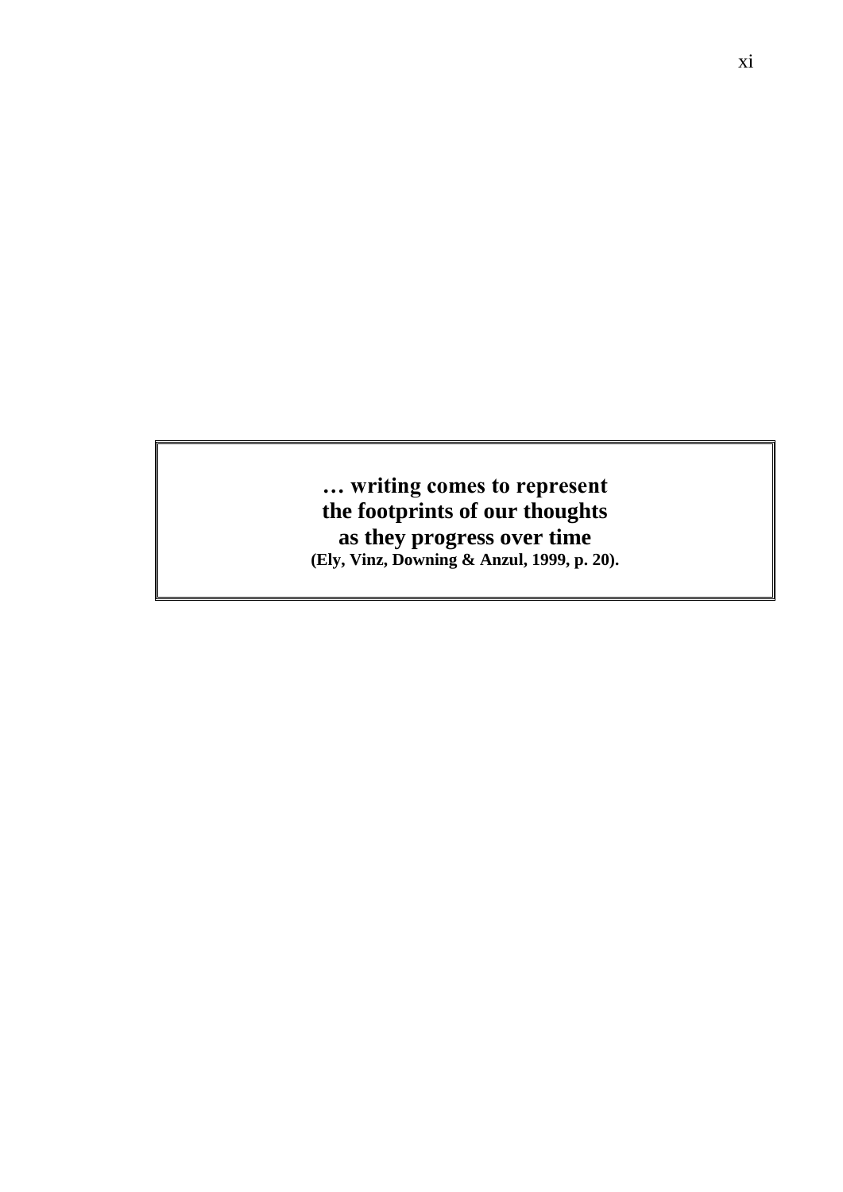**… writing comes to represent**
**the footprints of our thoughts**
**as they progress over time**
**(Ely, Vinz, Downing & Anzul, 1999, p. 20).**